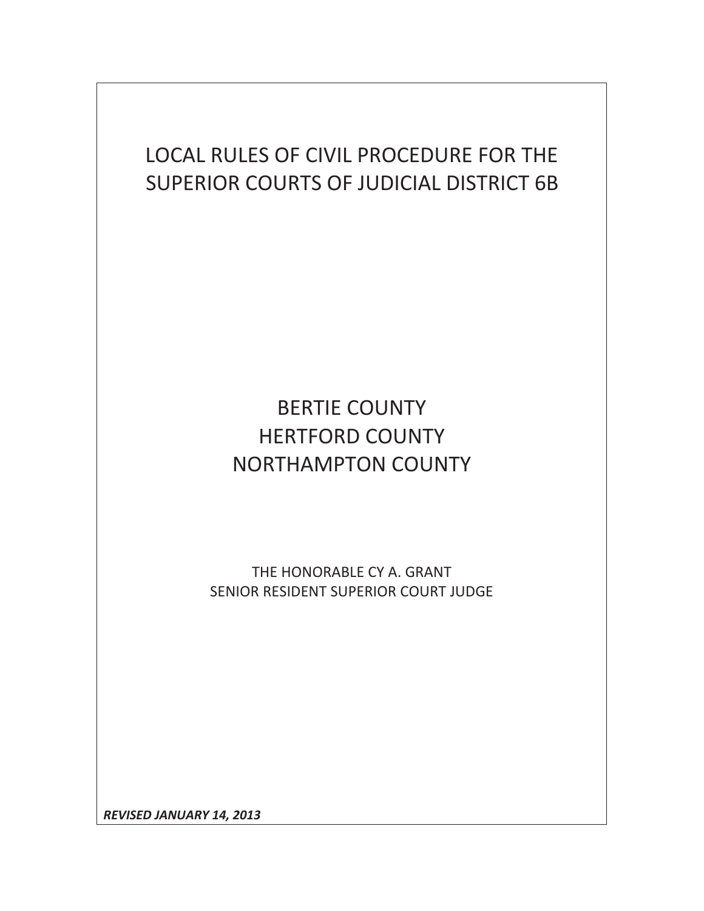# LOCAL RULES OF CIVIL PROCEDURE FOR THE SUPERIOR COURTS OF JUDICIAL DISTRICT 6B

BERTIE COUNTY
HERTFORD COUNTY
NORTHAMPTON COUNTY

THE HONORABLE CY A. GRANT
SENIOR RESIDENT SUPERIOR COURT JUDGE

***REVISED JANUARY 14, 2013***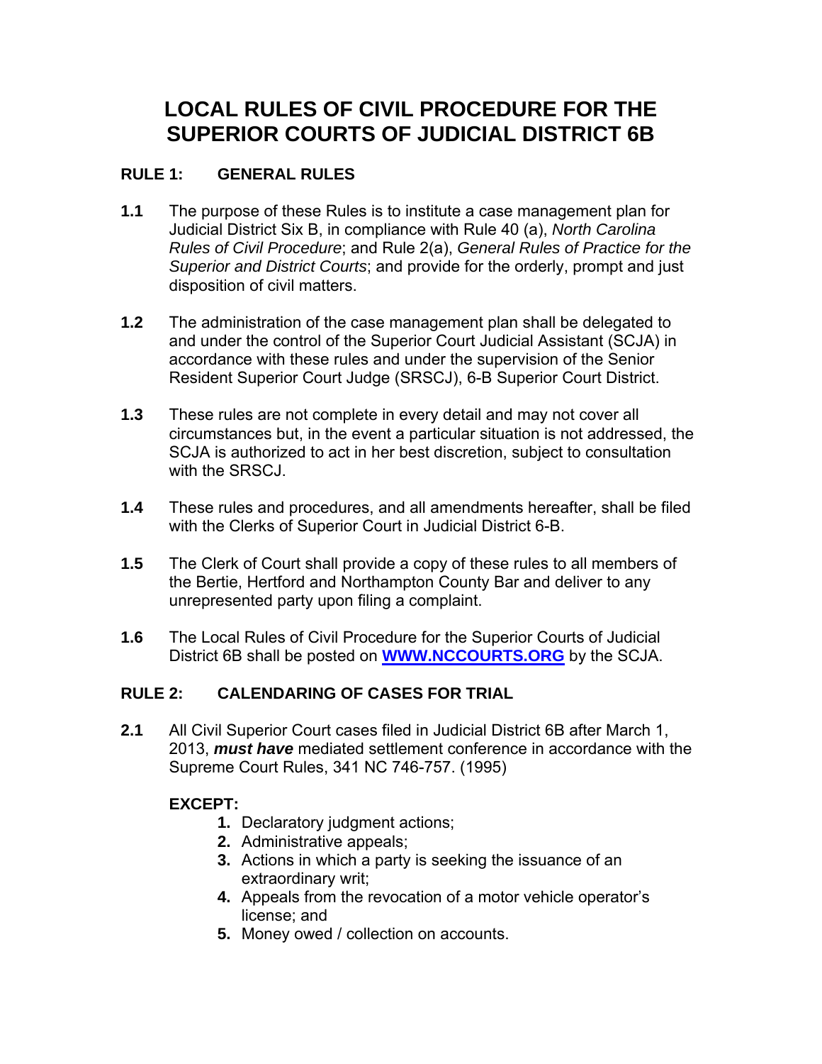# LOCAL RULES OF CIVIL PROCEDURE FOR THE SUPERIOR COURTS OF JUDICIAL DISTRICT 6B

## RULE 1: GENERAL RULES

**1.1** The purpose of these Rules is to institute a case management plan for Judicial District Six B, in compliance with Rule 40 (a), *North Carolina Rules of Civil Procedure*; and Rule 2(a), *General Rules of Practice for the Superior and District Courts*; and provide for the orderly, prompt and just disposition of civil matters.

**1.2** The administration of the case management plan shall be delegated to and under the control of the Superior Court Judicial Assistant (SCJA) in accordance with these rules and under the supervision of the Senior Resident Superior Court Judge (SRSCJ), 6-B Superior Court District.

**1.3** These rules are not complete in every detail and may not cover all circumstances but, in the event a particular situation is not addressed, the SCJA is authorized to act in her best discretion, subject to consultation with the SRSCJ.

**1.4** These rules and procedures, and all amendments hereafter, shall be filed with the Clerks of Superior Court in Judicial District 6-B.

**1.5** The Clerk of Court shall provide a copy of these rules to all members of the Bertie, Hertford and Northampton County Bar and deliver to any unrepresented party upon filing a complaint.

**1.6** The Local Rules of Civil Procedure for the Superior Courts of Judicial District 6B shall be posted on **WWW.NCCOURTS.ORG** by the SCJA.

## RULE 2: CALENDARING OF CASES FOR TRIAL

**2.1** All Civil Superior Court cases filed in Judicial District 6B after March 1, 2013, ***must have*** mediated settlement conference in accordance with the Supreme Court Rules, 341 NC 746-757. (1995)

**EXCEPT:**

1. Declaratory judgment actions;
2. Administrative appeals;
3. Actions in which a party is seeking the issuance of an extraordinary writ;
4. Appeals from the revocation of a motor vehicle operator's license; and
5. Money owed / collection on accounts.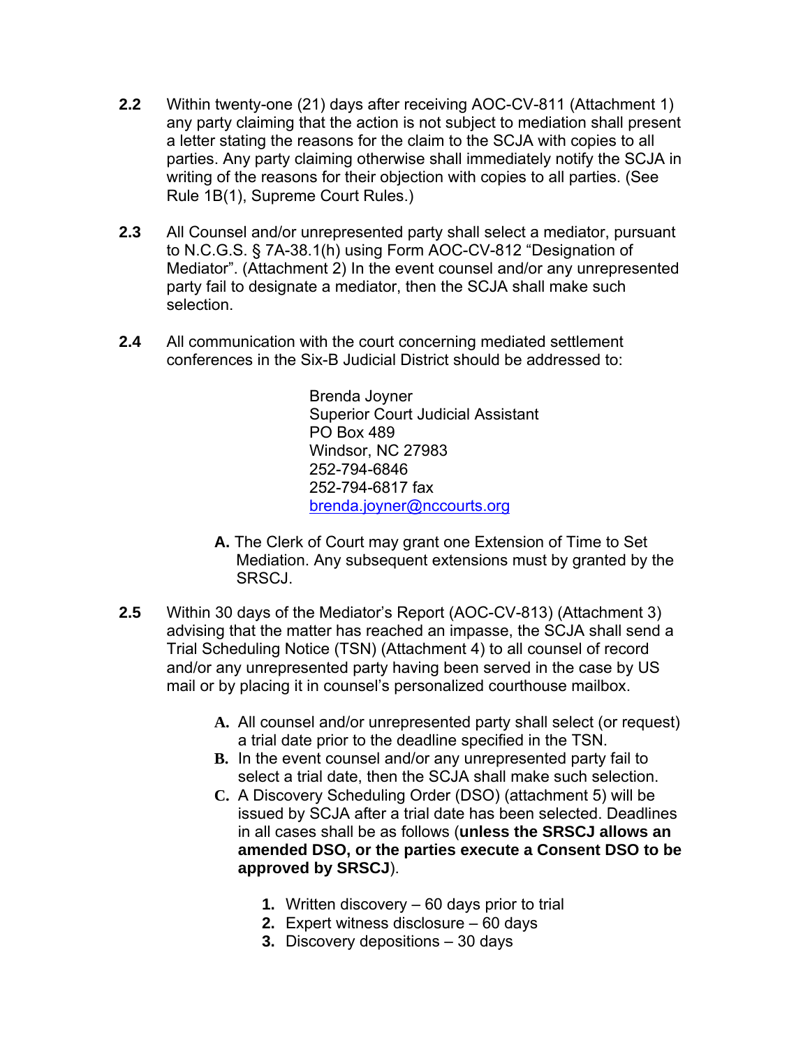**2.2** Within twenty-one (21) days after receiving AOC-CV-811 (Attachment 1) any party claiming that the action is not subject to mediation shall present a letter stating the reasons for the claim to the SCJA with copies to all parties. Any party claiming otherwise shall immediately notify the SCJA in writing of the reasons for their objection with copies to all parties. (See Rule 1B(1), Supreme Court Rules.)

**2.3** All Counsel and/or unrepresented party shall select a mediator, pursuant to N.C.G.S. § 7A-38.1(h) using Form AOC-CV-812 "Designation of Mediator". (Attachment 2) In the event counsel and/or any unrepresented party fail to designate a mediator, then the SCJA shall make such selection.

**2.4** All communication with the court concerning mediated settlement conferences in the Six-B Judicial District should be addressed to:

Brenda Joyner
Superior Court Judicial Assistant
PO Box 489
Windsor, NC 27983
252-794-6846
252-794-6817 fax
brenda.joyner@nccourts.org

**A.** The Clerk of Court may grant one Extension of Time to Set Mediation. Any subsequent extensions must by granted by the SRSCJ.

**2.5** Within 30 days of the Mediator's Report (AOC-CV-813) (Attachment 3) advising that the matter has reached an impasse, the SCJA shall send a Trial Scheduling Notice (TSN) (Attachment 4) to all counsel of record and/or any unrepresented party having been served in the case by US mail or by placing it in counsel's personalized courthouse mailbox.

**A.** All counsel and/or unrepresented party shall select (or request) a trial date prior to the deadline specified in the TSN.

**B.** In the event counsel and/or any unrepresented party fail to select a trial date, then the SCJA shall make such selection.

**C.** A Discovery Scheduling Order (DSO) (attachment 5) will be issued by SCJA after a trial date has been selected. Deadlines in all cases shall be as follows (**unless the SRSCJ allows an amended DSO, or the parties execute a Consent DSO to be approved by SRSCJ**).

1. Written discovery – 60 days prior to trial
2. Expert witness disclosure – 60 days
3. Discovery depositions – 30 days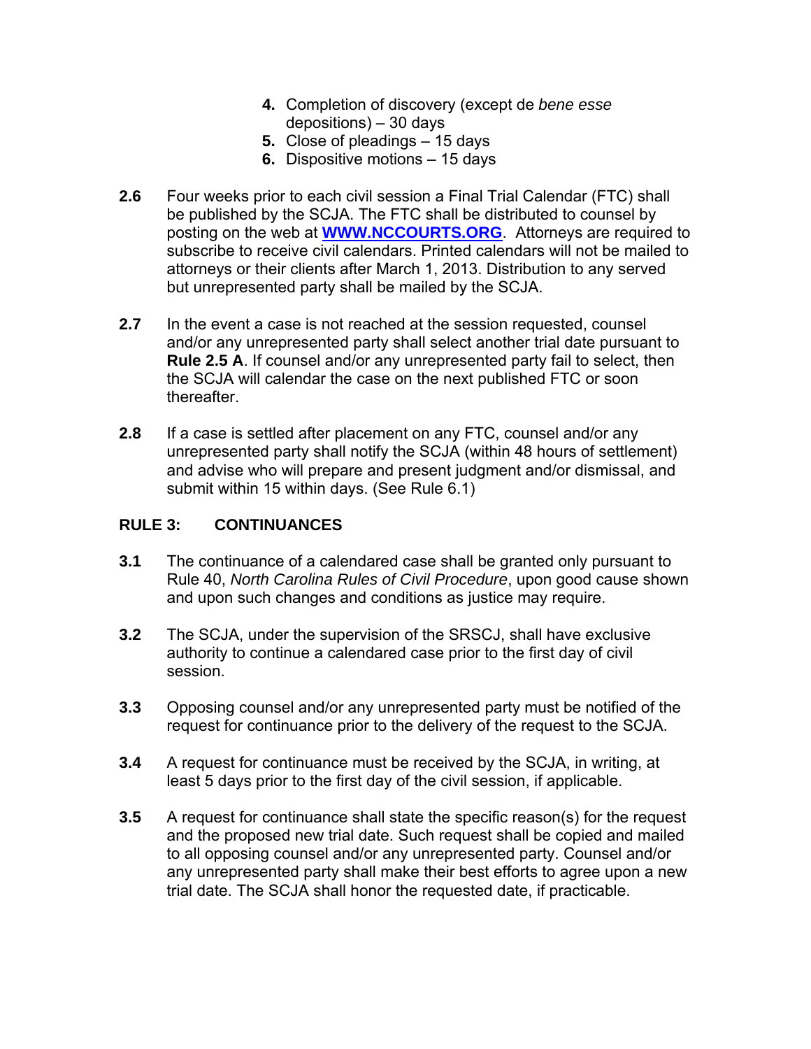4. Completion of discovery (except de *bene esse* depositions) – 30 days
5. Close of pleadings – 15 days
6. Dispositive motions – 15 days

**2.6** Four weeks prior to each civil session a Final Trial Calendar (FTC) shall be published by the SCJA. The FTC shall be distributed to counsel by posting on the web at **WWW.NCCOURTS.ORG**. Attorneys are required to subscribe to receive civil calendars. Printed calendars will not be mailed to attorneys or their clients after March 1, 2013. Distribution to any served but unrepresented party shall be mailed by the SCJA.

**2.7** In the event a case is not reached at the session requested, counsel and/or any unrepresented party shall select another trial date pursuant to **Rule 2.5 A**. If counsel and/or any unrepresented party fail to select, then the SCJA will calendar the case on the next published FTC or soon thereafter.

**2.8** If a case is settled after placement on any FTC, counsel and/or any unrepresented party shall notify the SCJA (within 48 hours of settlement) and advise who will prepare and present judgment and/or dismissal, and submit within 15 within days. (See Rule 6.1)

## RULE 3: CONTINUANCES

**3.1** The continuance of a calendared case shall be granted only pursuant to Rule 40, *North Carolina Rules of Civil Procedure*, upon good cause shown and upon such changes and conditions as justice may require.

**3.2** The SCJA, under the supervision of the SRSCJ, shall have exclusive authority to continue a calendared case prior to the first day of civil session.

**3.3** Opposing counsel and/or any unrepresented party must be notified of the request for continuance prior to the delivery of the request to the SCJA.

**3.4** A request for continuance must be received by the SCJA, in writing, at least 5 days prior to the first day of the civil session, if applicable.

**3.5** A request for continuance shall state the specific reason(s) for the request and the proposed new trial date. Such request shall be copied and mailed to all opposing counsel and/or any unrepresented party. Counsel and/or any unrepresented party shall make their best efforts to agree upon a new trial date. The SCJA shall honor the requested date, if practicable.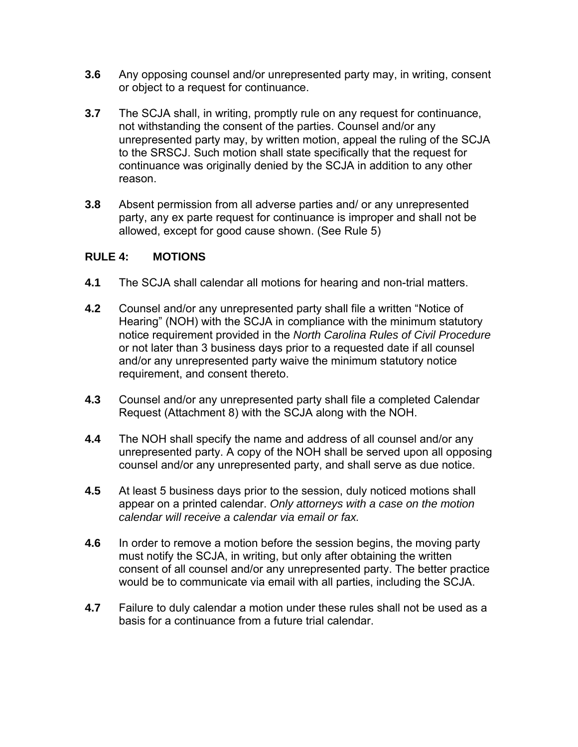**3.6** Any opposing counsel and/or unrepresented party may, in writing, consent or object to a request for continuance.

**3.7** The SCJA shall, in writing, promptly rule on any request for continuance, not withstanding the consent of the parties. Counsel and/or any unrepresented party may, by written motion, appeal the ruling of the SCJA to the SRSCJ. Such motion shall state specifically that the request for continuance was originally denied by the SCJA in addition to any other reason.

**3.8** Absent permission from all adverse parties and/ or any unrepresented party, any ex parte request for continuance is improper and shall not be allowed, except for good cause shown. (See Rule 5)

## RULE 4: MOTIONS

**4.1** The SCJA shall calendar all motions for hearing and non-trial matters.

**4.2** Counsel and/or any unrepresented party shall file a written "Notice of Hearing" (NOH) with the SCJA in compliance with the minimum statutory notice requirement provided in the *North Carolina Rules of Civil Procedure* or not later than 3 business days prior to a requested date if all counsel and/or any unrepresented party waive the minimum statutory notice requirement, and consent thereto.

**4.3** Counsel and/or any unrepresented party shall file a completed Calendar Request (Attachment 8) with the SCJA along with the NOH.

**4.4** The NOH shall specify the name and address of all counsel and/or any unrepresented party. A copy of the NOH shall be served upon all opposing counsel and/or any unrepresented party, and shall serve as due notice.

**4.5** At least 5 business days prior to the session, duly noticed motions shall appear on a printed calendar. *Only attorneys with a case on the motion calendar will receive a calendar via email or fax.*

**4.6** In order to remove a motion before the session begins, the moving party must notify the SCJA, in writing, but only after obtaining the written consent of all counsel and/or any unrepresented party. The better practice would be to communicate via email with all parties, including the SCJA.

**4.7** Failure to duly calendar a motion under these rules shall not be used as a basis for a continuance from a future trial calendar.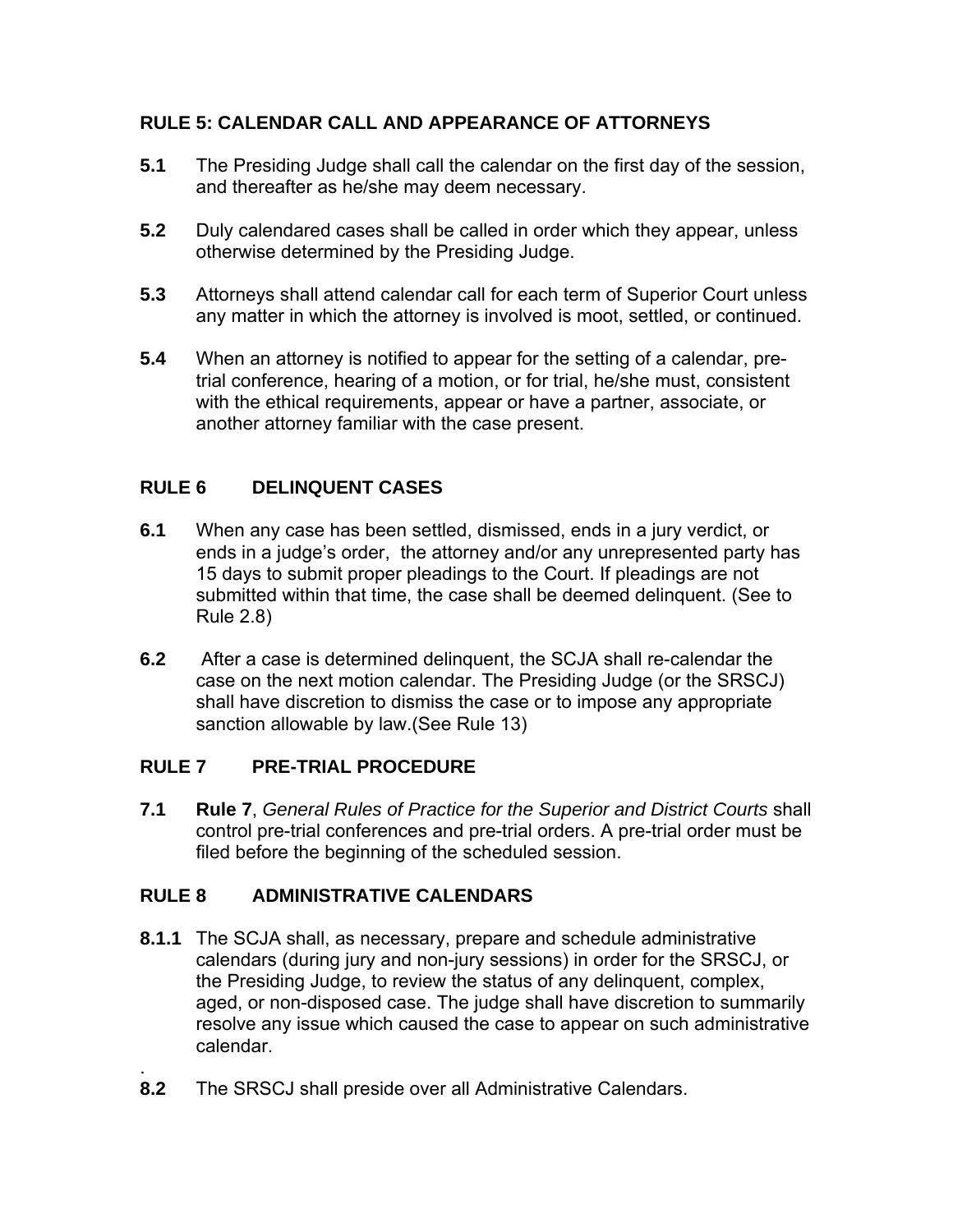## RULE 5: CALENDAR CALL AND APPEARANCE OF ATTORNEYS

**5.1** The Presiding Judge shall call the calendar on the first day of the session, and thereafter as he/she may deem necessary.

**5.2** Duly calendared cases shall be called in order which they appear, unless otherwise determined by the Presiding Judge.

**5.3** Attorneys shall attend calendar call for each term of Superior Court unless any matter in which the attorney is involved is moot, settled, or continued.

**5.4** When an attorney is notified to appear for the setting of a calendar, pre-trial conference, hearing of a motion, or for trial, he/she must, consistent with the ethical requirements, appear or have a partner, associate, or another attorney familiar with the case present.

## RULE 6 DELINQUENT CASES

**6.1** When any case has been settled, dismissed, ends in a jury verdict, or ends in a judge's order, the attorney and/or any unrepresented party has 15 days to submit proper pleadings to the Court. If pleadings are not submitted within that time, the case shall be deemed delinquent. (See to Rule 2.8)

**6.2** After a case is determined delinquent, the SCJA shall re-calendar the case on the next motion calendar. The Presiding Judge (or the SRSCJ) shall have discretion to dismiss the case or to impose any appropriate sanction allowable by law.(See Rule 13)

## RULE 7 PRE-TRIAL PROCEDURE

**7.1** **Rule 7**, *General Rules of Practice for the Superior and District Courts* shall control pre-trial conferences and pre-trial orders. A pre-trial order must be filed before the beginning of the scheduled session.

## RULE 8 ADMINISTRATIVE CALENDARS

**8.1.1** The SCJA shall, as necessary, prepare and schedule administrative calendars (during jury and non-jury sessions) in order for the SRSCJ, or the Presiding Judge, to review the status of any delinquent, complex, aged, or non-disposed case. The judge shall have discretion to summarily resolve any issue which caused the case to appear on such administrative calendar.

.

**8.2** The SRSCJ shall preside over all Administrative Calendars.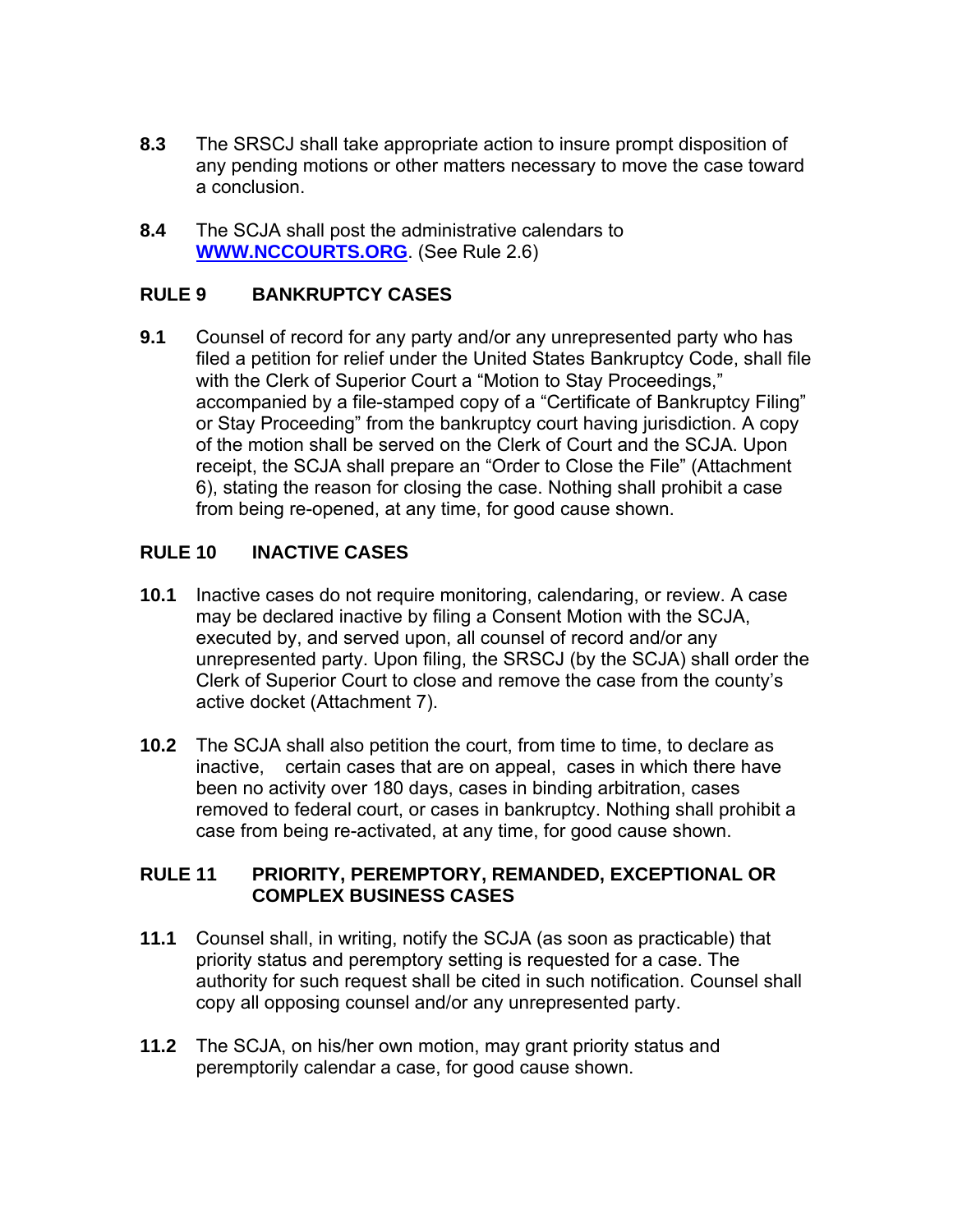**8.3** The SRSCJ shall take appropriate action to insure prompt disposition of any pending motions or other matters necessary to move the case toward a conclusion.

**8.4** The SCJA shall post the administrative calendars to **WWW.NCCOURTS.ORG**. (See Rule 2.6)

## RULE 9 BANKRUPTCY CASES

**9.1** Counsel of record for any party and/or any unrepresented party who has filed a petition for relief under the United States Bankruptcy Code, shall file with the Clerk of Superior Court a "Motion to Stay Proceedings," accompanied by a file-stamped copy of a "Certificate of Bankruptcy Filing" or Stay Proceeding" from the bankruptcy court having jurisdiction. A copy of the motion shall be served on the Clerk of Court and the SCJA. Upon receipt, the SCJA shall prepare an "Order to Close the File" (Attachment 6), stating the reason for closing the case. Nothing shall prohibit a case from being re-opened, at any time, for good cause shown.

## RULE 10 INACTIVE CASES

**10.1** Inactive cases do not require monitoring, calendaring, or review. A case may be declared inactive by filing a Consent Motion with the SCJA, executed by, and served upon, all counsel of record and/or any unrepresented party. Upon filing, the SRSCJ (by the SCJA) shall order the Clerk of Superior Court to close and remove the case from the county's active docket (Attachment 7).

**10.2** The SCJA shall also petition the court, from time to time, to declare as inactive, certain cases that are on appeal, cases in which there have been no activity over 180 days, cases in binding arbitration, cases removed to federal court, or cases in bankruptcy. Nothing shall prohibit a case from being re-activated, at any time, for good cause shown.

## RULE 11 PRIORITY, PEREMPTORY, REMANDED, EXCEPTIONAL OR COMPLEX BUSINESS CASES

**11.1** Counsel shall, in writing, notify the SCJA (as soon as practicable) that priority status and peremptory setting is requested for a case. The authority for such request shall be cited in such notification. Counsel shall copy all opposing counsel and/or any unrepresented party.

**11.2** The SCJA, on his/her own motion, may grant priority status and peremptorily calendar a case, for good cause shown.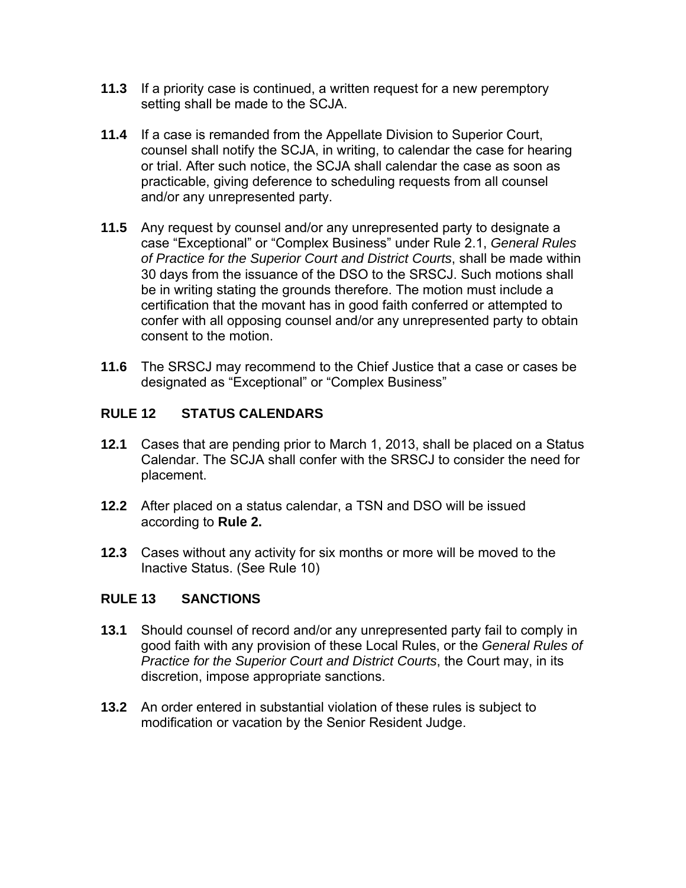**11.3** If a priority case is continued, a written request for a new peremptory setting shall be made to the SCJA.

**11.4** If a case is remanded from the Appellate Division to Superior Court, counsel shall notify the SCJA, in writing, to calendar the case for hearing or trial. After such notice, the SCJA shall calendar the case as soon as practicable, giving deference to scheduling requests from all counsel and/or any unrepresented party.

**11.5** Any request by counsel and/or any unrepresented party to designate a case "Exceptional" or "Complex Business" under Rule 2.1, *General Rules of Practice for the Superior Court and District Courts*, shall be made within 30 days from the issuance of the DSO to the SRSCJ. Such motions shall be in writing stating the grounds therefore. The motion must include a certification that the movant has in good faith conferred or attempted to confer with all opposing counsel and/or any unrepresented party to obtain consent to the motion.

**11.6** The SRSCJ may recommend to the Chief Justice that a case or cases be designated as "Exceptional" or "Complex Business"

## RULE 12 STATUS CALENDARS

**12.1** Cases that are pending prior to March 1, 2013, shall be placed on a Status Calendar. The SCJA shall confer with the SRSCJ to consider the need for placement.

**12.2** After placed on a status calendar, a TSN and DSO will be issued according to **Rule 2.**

**12.3** Cases without any activity for six months or more will be moved to the Inactive Status. (See Rule 10)

## RULE 13 SANCTIONS

**13.1** Should counsel of record and/or any unrepresented party fail to comply in good faith with any provision of these Local Rules, or the *General Rules of Practice for the Superior Court and District Courts*, the Court may, in its discretion, impose appropriate sanctions.

**13.2** An order entered in substantial violation of these rules is subject to modification or vacation by the Senior Resident Judge.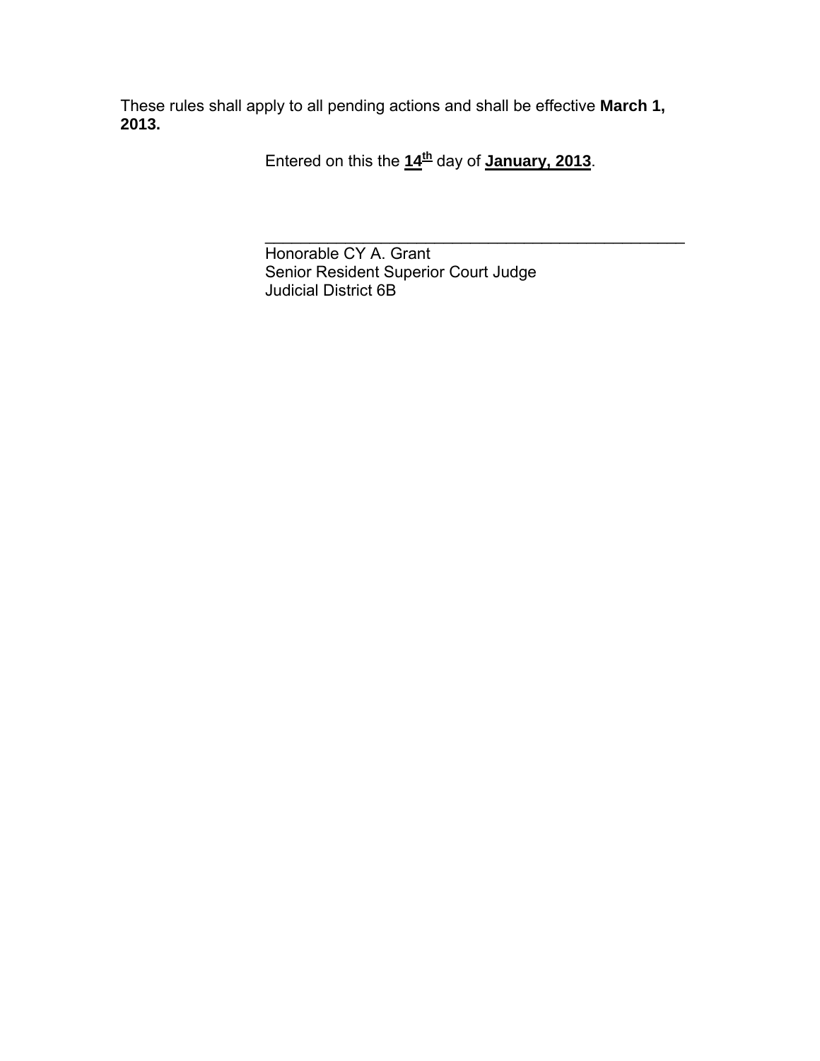These rules shall apply to all pending actions and shall be effective **March 1, 2013.**

Entered on this the **14th** day of **January, 2013**.

\_\_\_\_\_\_\_\_\_\_\_\_\_\_\_\_\_\_\_\_\_\_\_\_\_\_\_\_\_\_\_\_\_\_\_\_\_\_\_\_\_\_\_\_\_\_\_\_

Honorable CY A. Grant
Senior Resident Superior Court Judge
Judicial District 6B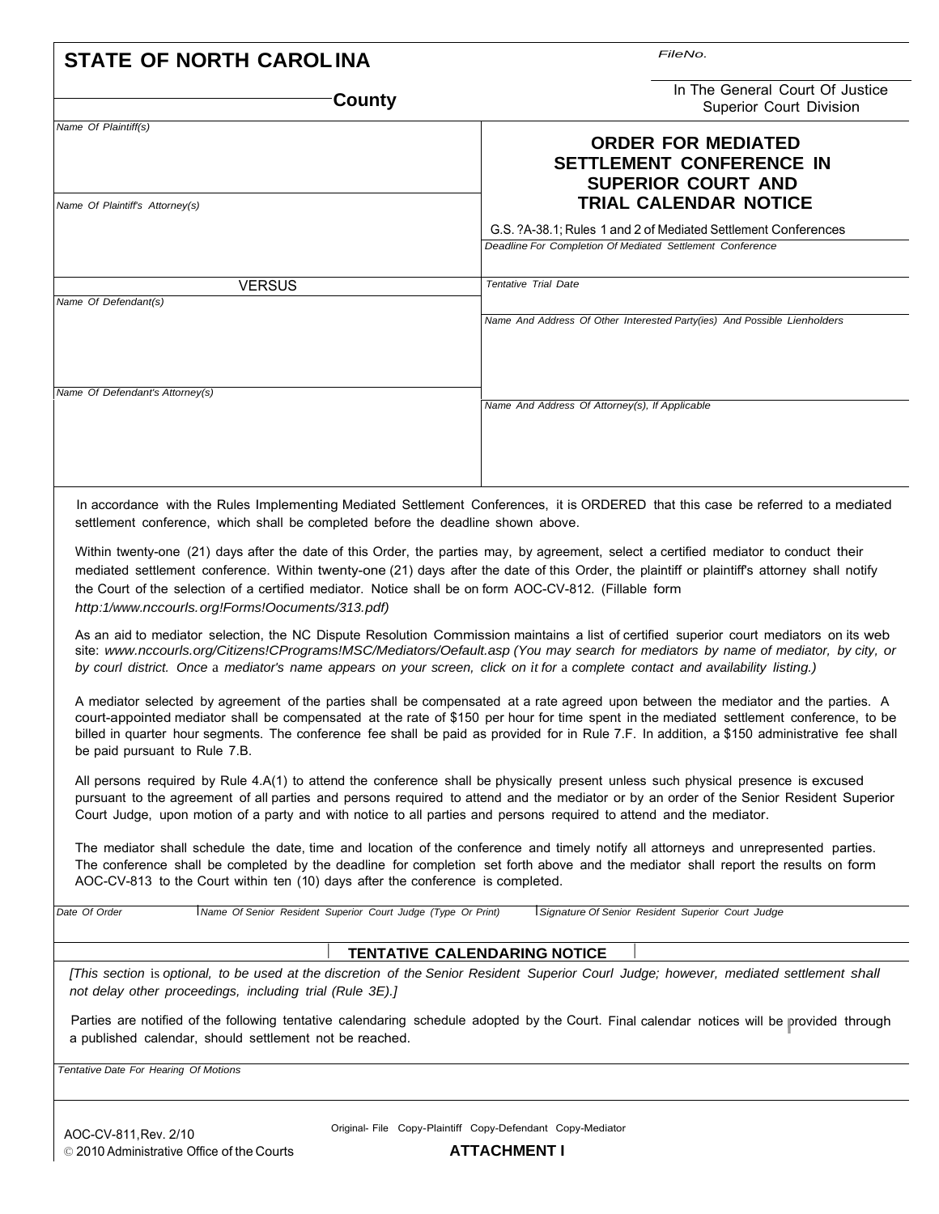# STATE OF NORTH CAROLINA

File No.

County

In The General Court Of Justice
Superior Court Division

Name Of Plaintiff(s)

Name Of Plaintiff's Attorney(s)

VERSUS

Name Of Defendant(s)

Name Of Defendant's Attorney(s)

## ORDER FOR MEDIATED SETTLEMENT CONFERENCE IN SUPERIOR COURT AND TRIAL CALENDAR NOTICE

G.S. ?A-38.1; Rules 1 and 2 of Mediated Settlement Conferences

Deadline For Completion Of Mediated Settlement Conference

Tentative Trial Date

Name And Address Of Other Interested Party(ies) And Possible Lienholders

Name And Address Of Attorney(s), If Applicable

In accordance with the Rules Implementing Mediated Settlement Conferences, it is ORDERED that this case be referred to a mediated settlement conference, which shall be completed before the deadline shown above.

Within twenty-one (21) days after the date of this Order, the parties may, by agreement, select a certified mediator to conduct their mediated settlement conference. Within twenty-one (21) days after the date of this Order, the plaintiff or plaintiff's attorney shall notify the Court of the selection of a certified mediator. Notice shall be on form AOC-CV-812. (Fillable form *http:1/www.nccourls.org!Forms!Oocuments/313.pdf)*

As an aid to mediator selection, the NC Dispute Resolution Commission maintains a list of certified superior court mediators on its web site: *www.nccourls.org/Citizens!CPrograms!MSC/Mediators/Oefault.asp (You may search for mediators by name of mediator, by city, or by courl district. Once a mediator's name appears on your screen, click on it for a complete contact and availability listing.)*

A mediator selected by agreement of the parties shall be compensated at a rate agreed upon between the mediator and the parties. A court-appointed mediator shall be compensated at the rate of $150 per hour for time spent in the mediated settlement conference, to be billed in quarter hour segments. The conference fee shall be paid as provided for in Rule 7.F. In addition, a $150 administrative fee shall be paid pursuant to Rule 7.B.

All persons required by Rule 4.A(1) to attend the conference shall be physically present unless such physical presence is excused pursuant to the agreement of all parties and persons required to attend and the mediator or by an order of the Senior Resident Superior Court Judge, upon motion of a party and with notice to all parties and persons required to attend and the mediator.

The mediator shall schedule the date, time and location of the conference and timely notify all attorneys and unrepresented parties. The conference shall be completed by the deadline for completion set forth above and the mediator shall report the results on form AOC-CV-813 to the Court within ten (10) days after the conference is completed.

| Date Of Order | Name Of Senior Resident Superior Court Judge (Type Or Print) | Signature Of Senior Resident Superior Court Judge |
|---|---|---|
| | | |

### TENTATIVE CALENDARING NOTICE

*[This section is optional, to be used at the discretion of the Senior Resident Superior Courl Judge; however, mediated settlement shall not delay other proceedings, including trial (Rule 3E).]*

Parties are notified of the following tentative calendaring schedule adopted by the Court. Final calendar notices will be provided through a published calendar, should settlement not be reached.

Tentative Date For Hearing Of Motions

AOC-CV-811, Rev. 2/10
© 2010 Administrative Office of the Courts

Original- File Copy-Plaintiff Copy-Defendant Copy-Mediator

**ATTACHMENT I**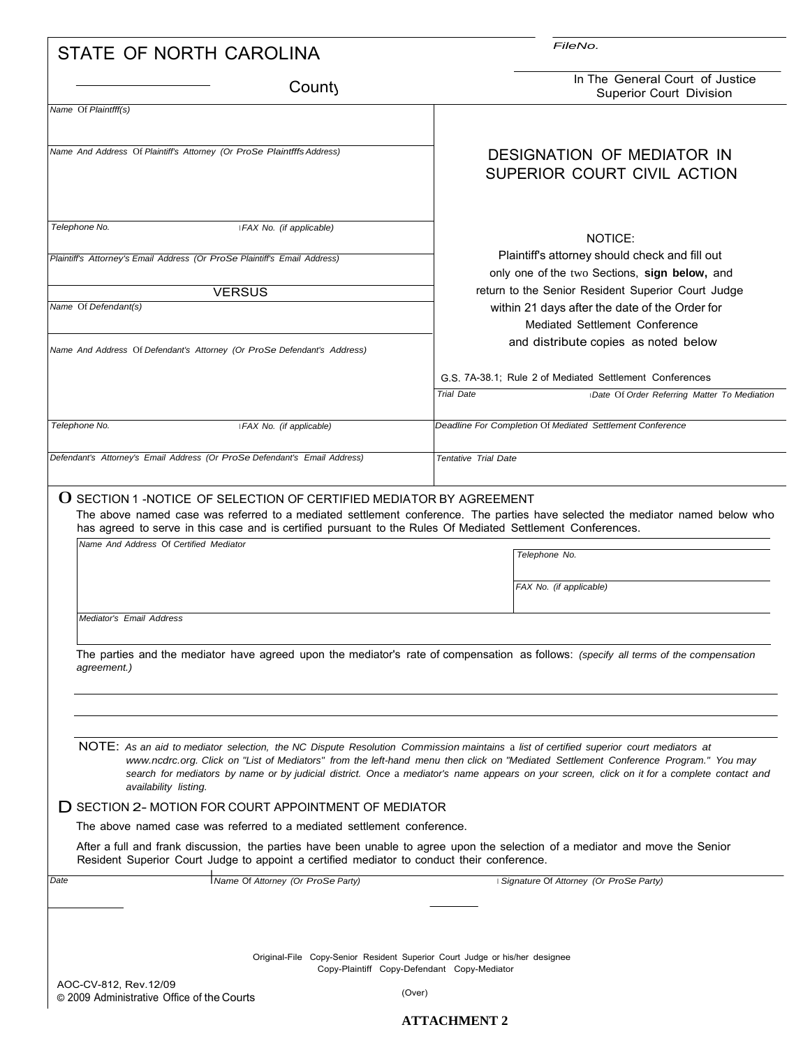STATE OF NORTH CAROLINA

File No.

_______________ County

In The General Court of Justice
Superior Court Division

Name Of Plaintiff(s)

Name And Address Of Plaintiff's Attorney (Or ProSe Plaintiffs Address)

Telephone No. | FAX No. (if applicable)

Plaintiff's Attorney's Email Address (Or ProSe Plaintiff's Email Address)

VERSUS

Name Of Defendant(s)

Name And Address Of Defendant's Attorney (Or ProSe Defendant's Address)

Telephone No. | FAX No. (if applicable)

Defendant's Attorney's Email Address (Or ProSe Defendant's Email Address)

# DESIGNATION OF MEDIATOR IN SUPERIOR COURT CIVIL ACTION

NOTICE:
Plaintiff's attorney should check and fill out only one of the two Sections, **sign below,** and return to the Senior Resident Superior Court Judge within 21 days after the date of the Order for Mediated Settlement Conference and distribute copies as noted below

G.S. 7A-38.1; Rule 2 of Mediated Settlement Conferences

Trial Date | Date Of Order Referring Matter To Mediation

Deadline For Completion Of Mediated Settlement Conference

Tentative Trial Date

☐ SECTION 1 - NOTICE OF SELECTION OF CERTIFIED MEDIATOR BY AGREEMENT

The above named case was referred to a mediated settlement conference. The parties have selected the mediator named below who has agreed to serve in this case and is certified pursuant to the Rules Of Mediated Settlement Conferences.

Name And Address Of Certified Mediator

Telephone No.

FAX No. (if applicable)

Mediator's Email Address

The parties and the mediator have agreed upon the mediator's rate of compensation as follows: *(specify all terms of the compensation agreement.)*

NOTE: *As an aid to mediator selection, the NC Dispute Resolution Commission maintains a list of certified superior court mediators at www.ncdrc.org. Click on "List of Mediators" from the left-hand menu then click on "Mediated Settlement Conference Program." You may search for mediators by name or by judicial district. Once a mediator's name appears on your screen, click on it for a complete contact and availability listing.*

☐ SECTION 2 - MOTION FOR COURT APPOINTMENT OF MEDIATOR

The above named case was referred to a mediated settlement conference.

After a full and frank discussion, the parties have been unable to agree upon the selection of a mediator and move the Senior Resident Superior Court Judge to appoint a certified mediator to conduct their conference.

Date | Name Of Attorney (Or ProSe Party) | Signature Of Attorney (Or ProSe Party)

Original-File Copy-Senior Resident Superior Court Judge or his/her designee
Copy-Plaintiff Copy-Defendant Copy-Mediator

AOC-CV-812, Rev.12/09
© 2009 Administrative Office of the Courts

(Over)

**ATTACHMENT 2**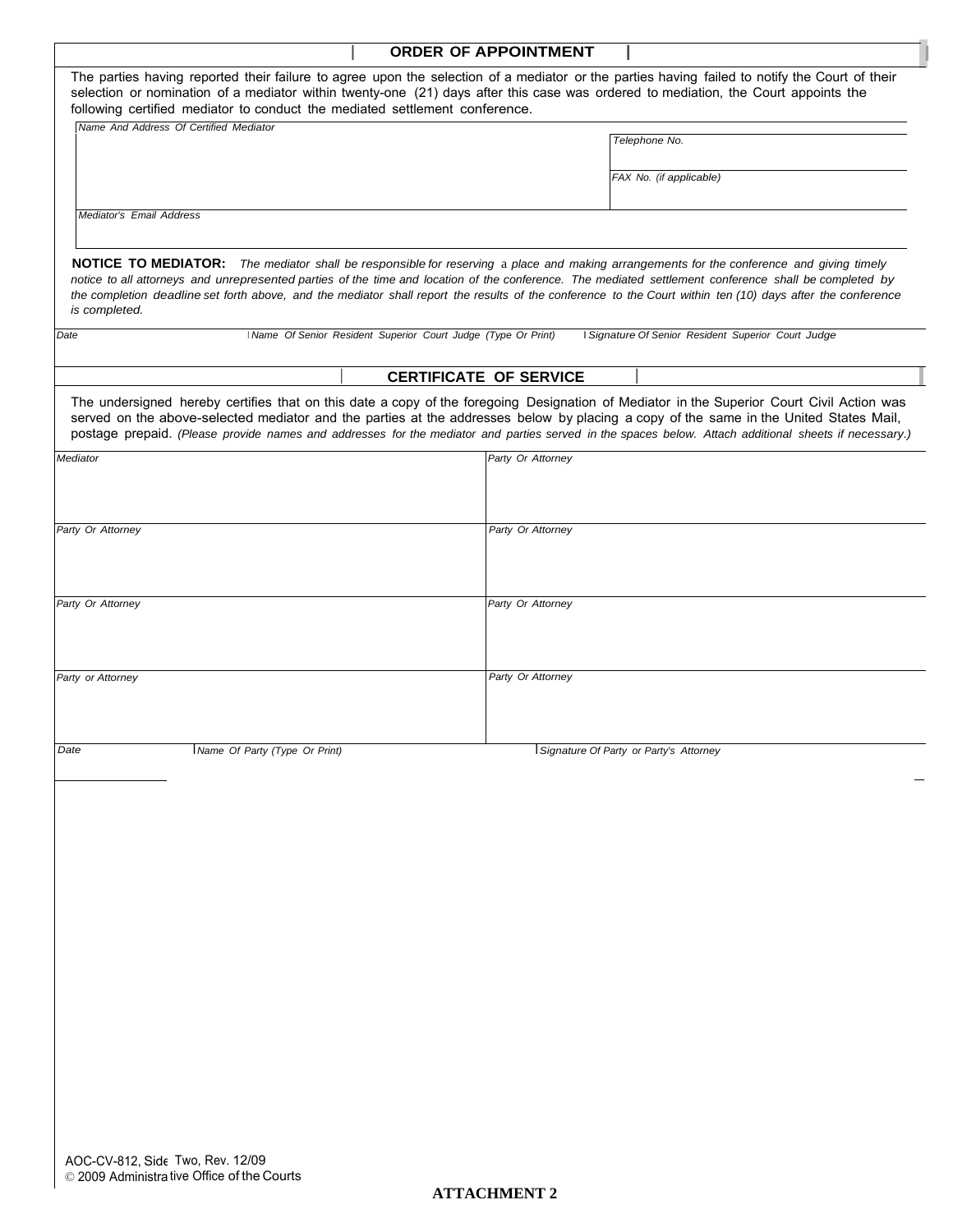## ORDER OF APPOINTMENT

The parties having reported their failure to agree upon the selection of a mediator or the parties having failed to notify the Court of their selection or nomination of a mediator within twenty-one (21) days after this case was ordered to mediation, the Court appoints the following certified mediator to conduct the mediated settlement conference.

| *Name And Address Of Certified Mediator* | *Telephone No.* |
| --- | --- |
| | *FAX No. (if applicable)* |
| *Mediator's Email Address* | |

**NOTICE TO MEDIATOR:** *The mediator shall be responsible for reserving a place and making arrangements for the conference and giving timely notice to all attorneys and unrepresented parties of the time and location of the conference. The mediated settlement conference shall be completed by the completion deadline set forth above, and the mediator shall report the results of the conference to the Court within ten (10) days after the conference is completed.*

| *Date* | *Name Of Senior Resident Superior Court Judge (Type Or Print)* | *Signature Of Senior Resident Superior Court Judge* |
| --- | --- | --- |
| | | |

## CERTIFICATE OF SERVICE

The undersigned hereby certifies that on this date a copy of the foregoing Designation of Mediator in the Superior Court Civil Action was served on the above-selected mediator and the parties at the addresses below by placing a copy of the same in the United States Mail, postage prepaid. *(Please provide names and addresses for the mediator and parties served in the spaces below. Attach additional sheets if necessary.)*

| *Mediator* | *Party Or Attorney* |
| --- | --- |
| *Party Or Attorney* | *Party Or Attorney* |
| *Party Or Attorney* | *Party Or Attorney* |
| *Party or Attorney* | *Party Or Attorney* |

| *Date* | *Name Of Party (Type Or Print)* | *Signature Of Party or Party's Attorney* |
| --- | --- | --- |
| | | |

AOC-CV-812, Side Two, Rev. 12/09
© 2009 Administrative Office of the Courts

**ATTACHMENT 2**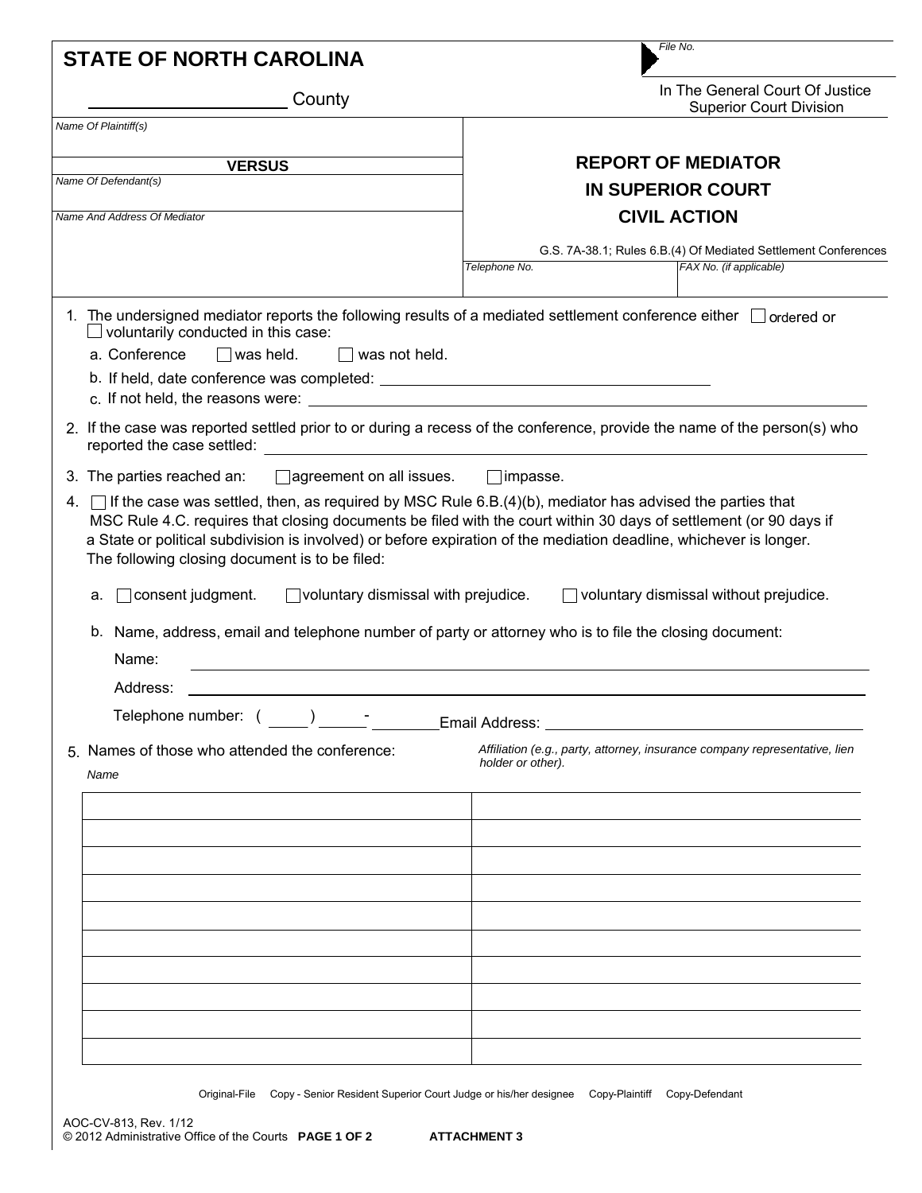**STATE OF NORTH CAROLINA**

_______________ County

File No.

In The General Court Of Justice
Superior Court Division

*Name Of Plaintiff(s)*

**VERSUS**

*Name Of Defendant(s)*

*Name And Address Of Mediator*

*Telephone No.*

*FAX No. (if applicable)*

# REPORT OF MEDIATOR IN SUPERIOR COURT CIVIL ACTION

G.S. 7A-38.1; Rules 6.B.(4) Of Mediated Settlement Conferences

1. The undersigned mediator reports the following results of a mediated settlement conference either ☐ ordered or ☐ voluntarily conducted in this case:
   a. Conference ☐ was held. ☐ was not held.
   b. If held, date conference was completed: _______________
   c. If not held, the reasons were: _______________

2. If the case was reported settled prior to or during a recess of the conference, provide the name of the person(s) who reported the case settled: _______________

3. The parties reached an: ☐ agreement on all issues. ☐ impasse.

4. ☐ If the case was settled, then, as required by MSC Rule 6.B.(4)(b), mediator has advised the parties that MSC Rule 4.C. requires that closing documents be filed with the court within 30 days of settlement (or 90 days if a State or political subdivision is involved) or before expiration of the mediation deadline, whichever is longer. The following closing document is to be filed:
   a. ☐ consent judgment. ☐ voluntary dismissal with prejudice. ☐ voluntary dismissal without prejudice.
   b. Name, address, email and telephone number of party or attorney who is to file the closing document:

      Name: _______________

      Address: _______________

      Telephone number: ( ____ ) ____ - ______ Email Address: _______________

5. Names of those who attended the conference:

| *Name* | *Affiliation (e.g., party, attorney, insurance company representative, lien holder or other).* |
|---|---|
| | |
| | |
| | |
| | |
| | |
| | |
| | |
| | |
| | |
| | |

Original-File Copy - Senior Resident Superior Court Judge or his/her designee Copy-Plaintiff Copy-Defendant

AOC-CV-813, Rev. 1/12
© 2012 Administrative Office of the Courts **ATTACHMENT 3**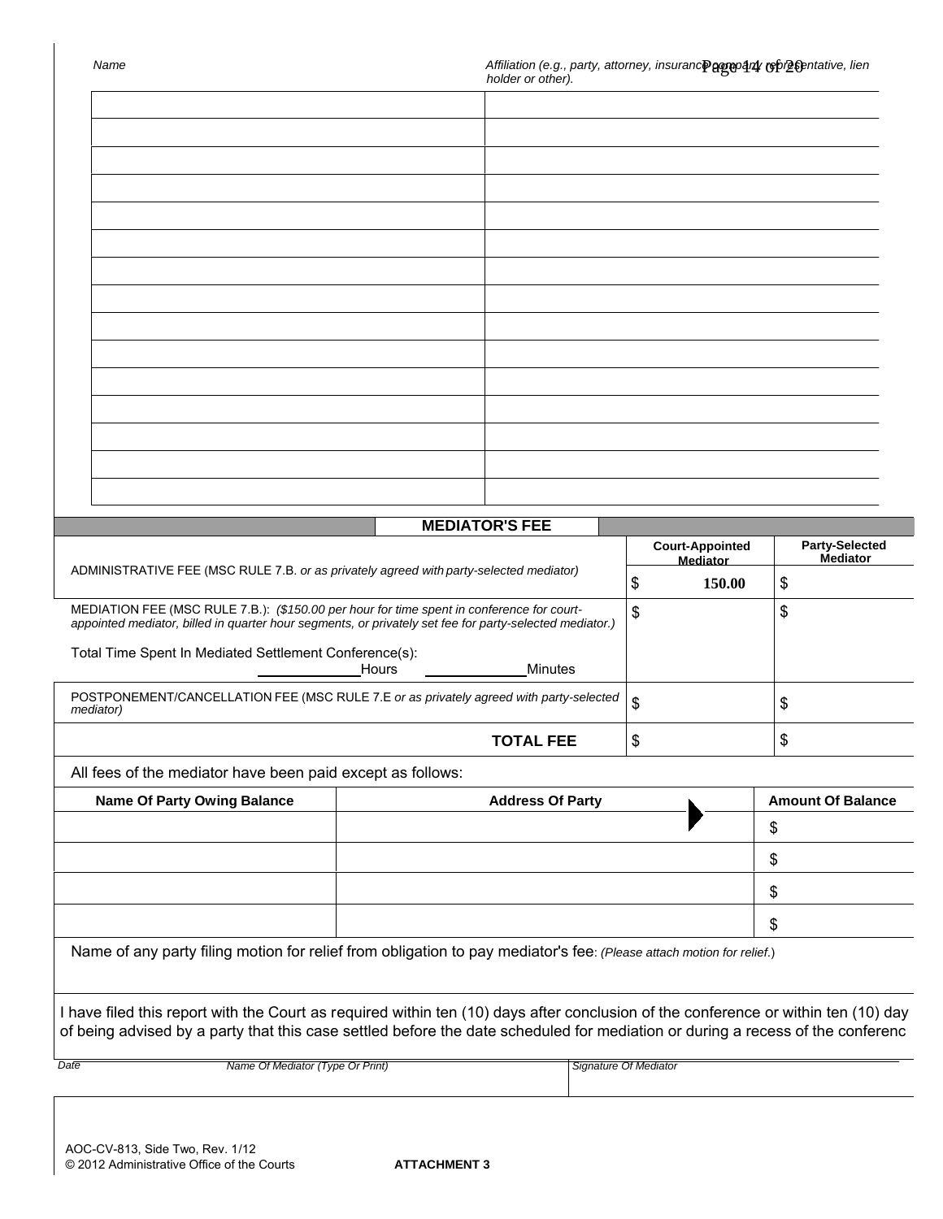| *Name* | *Affiliation (e.g., party, attorney, insurance company representative, lien holder or other).* |
| --- | --- |
| | |
| | |
| | |
| | |
| | |
| | |
| | |
| | |
| | |
| | |
| | |
| | |
| | |
| | |
| | |

## MEDIATOR'S FEE

| | Court-Appointed Mediator | Party-Selected Mediator |
| --- | --- | --- |
| ADMINISTRATIVE FEE (MSC RULE 7.B. *or as privately agreed with party-selected mediator*) | $ **150.00** | $ |
| MEDIATION FEE (MSC RULE 7.B.): *($150.00 per hour for time spent in conference for court-appointed mediator, billed in quarter hour segments, or privately set fee for party-selected mediator.)* Total Time Spent In Mediated Settlement Conference(s): ______ Hours ______ Minutes | $ | $ |
| POSTPONEMENT/CANCELLATION FEE (MSC RULE 7.E *or as privately agreed with party-selected mediator)* | $ | $ |
| **TOTAL FEE** | $ | $ |

All fees of the mediator have been paid except as follows:

| Name Of Party Owing Balance | Address Of Party | Amount Of Balance |
| --- | --- | --- |
| | | $ |
| | | $ |
| | | $ |
| | | $ |

Name of any party filing motion for relief from obligation to pay mediator's fee: *(Please attach motion for relief.)*

I have filed this report with the Court as required within ten (10) days after conclusion of the conference or within ten (10) day of being advised by a party that this case settled before the date scheduled for mediation or during a recess of the conferenc

| *Date* | *Name Of Mediator (Type Or Print)* | *Signature Of Mediator* |
| --- | --- | --- |
| | | |

AOC-CV-813, Side Two, Rev. 1/12
© 2012 Administrative Office of the Courts

**ATTACHMENT 3**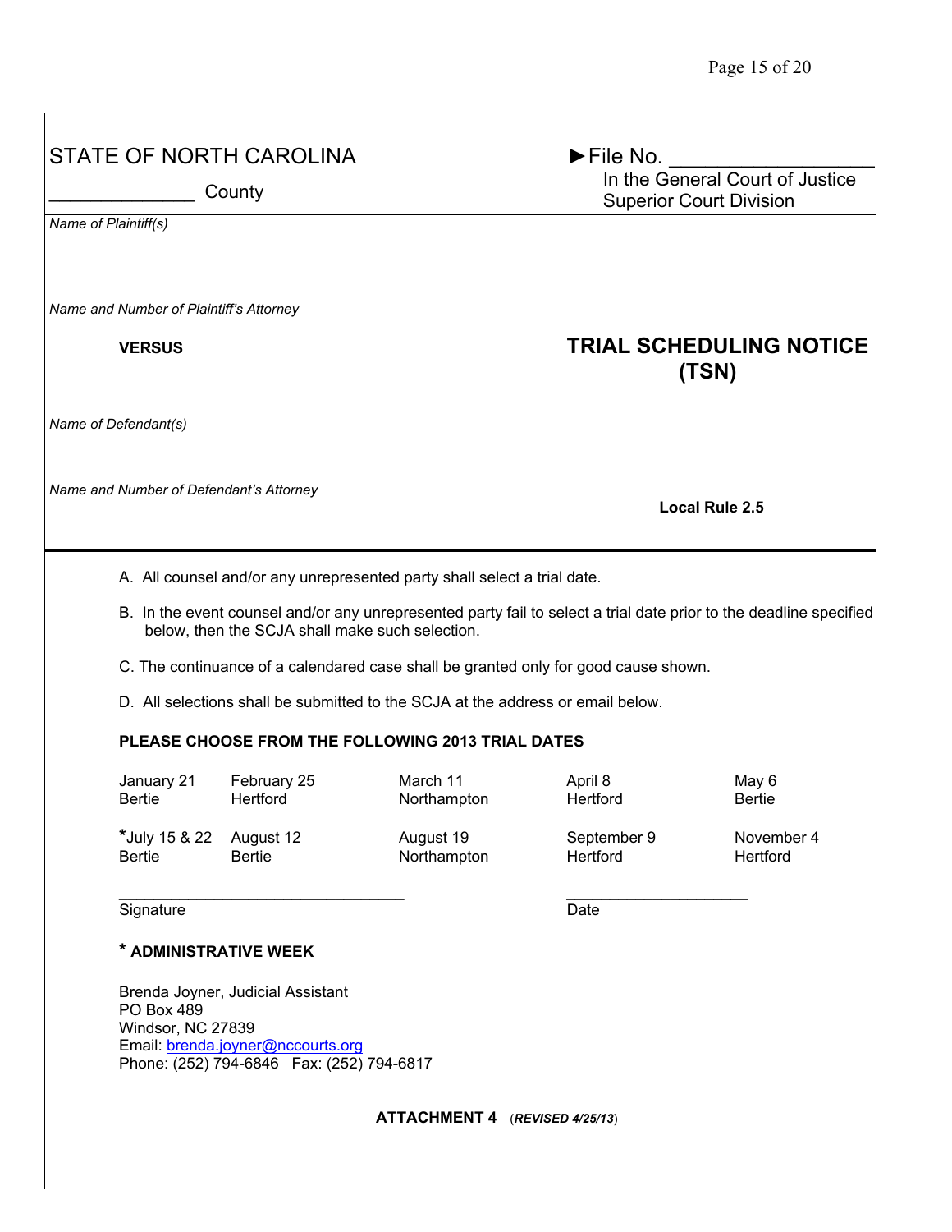STATE OF NORTH CAROLINA

______________ County

►File No. _________________

In the General Court of Justice
Superior Court Division

*Name of Plaintiff(s)*

*Name and Number of Plaintiff's Attorney*

**VERSUS**

# TRIAL SCHEDULING NOTICE (TSN)

*Name of Defendant(s)*

*Name and Number of Defendant's Attorney*

**Local Rule 2.5**

A. All counsel and/or any unrepresented party shall select a trial date.

B. In the event counsel and/or any unrepresented party fail to select a trial date prior to the deadline specified below, then the SCJA shall make such selection.

C. The continuance of a calendared case shall be granted only for good cause shown.

D. All selections shall be submitted to the SCJA at the address or email below.

**PLEASE CHOOSE FROM THE FOLLOWING 2013 TRIAL DATES**

| | | | | |
|---|---|---|---|---|
| January 21<br>Bertie | February 25<br>Hertford | March 11<br>Northampton | April 8<br>Hertford | May 6<br>Bertie |
| *July 15 & 22<br>Bertie | August 12<br>Bertie | August 19<br>Northampton | September 9<br>Hertford | November 4<br>Hertford |

________________________________ Signature

____________________ Date

**\* ADMINISTRATIVE WEEK**

Brenda Joyner, Judicial Assistant
PO Box 489
Windsor, NC 27839
Email: brenda.joyner@nccourts.org
Phone: (252) 794-6846 Fax: (252) 794-6817

**ATTACHMENT 4** (***REVISED 4/25/13***)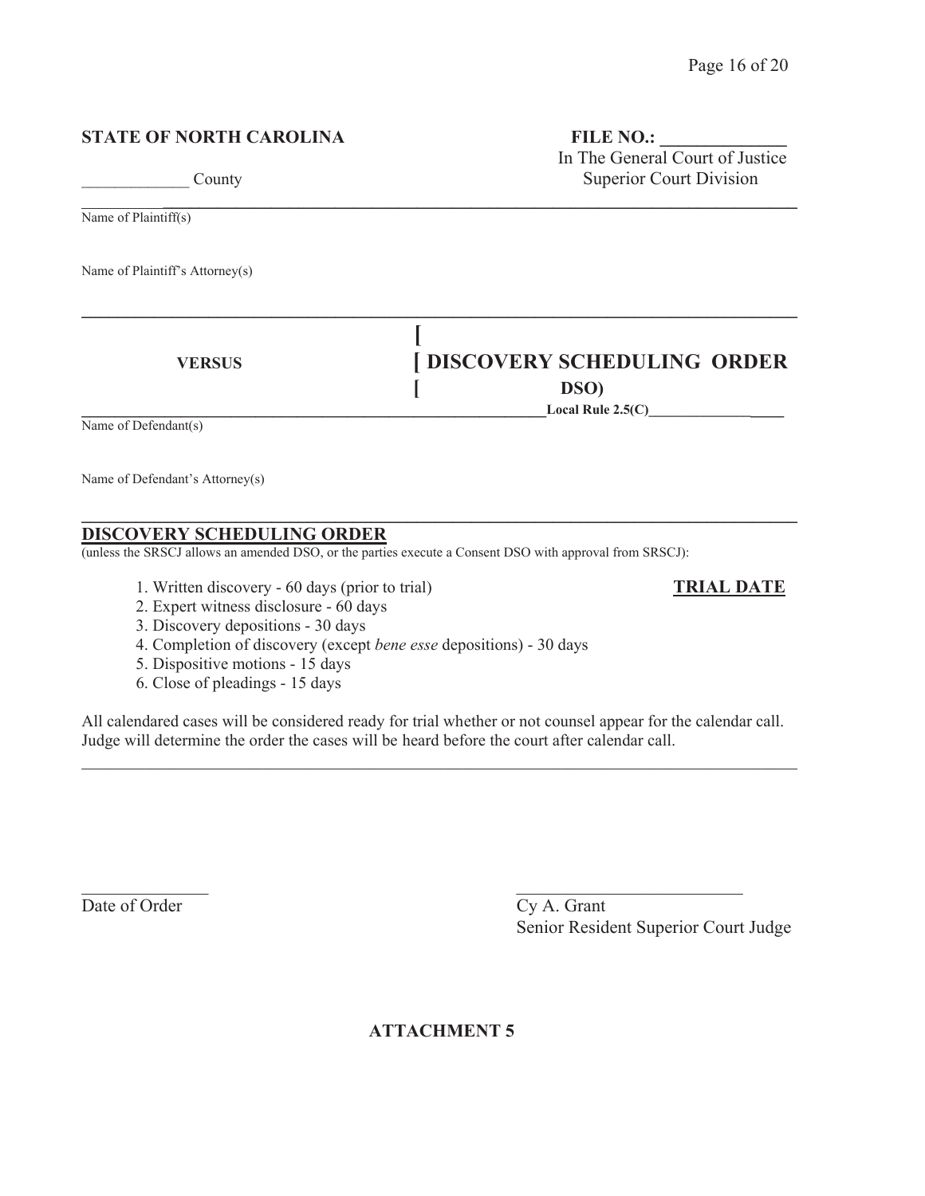**STATE OF NORTH CAROLINA** **FILE NO.: ______________**

In The General Court of Justice
Superior Court Division

_____________ County

________________________________________________________________________________

Name of Plaintiff(s)

Name of Plaintiff's Attorney(s)

________________________________________________________________________________

**VERSUS**

**[**
**[ DISCOVERY SCHEDULING ORDER**
**[ DSO)**

________________________________________________________**Local Rule 2.5(C)**___________________

Name of Defendant(s)

Name of Defendant's Attorney(s)

________________________________________________________________________________

**DISCOVERY SCHEDULING ORDER**

(unless the SRSCJ allows an amended DSO, or the parties execute a Consent DSO with approval from SRSCJ):

**TRIAL DATE**

1. Written discovery - 60 days (prior to trial)
2. Expert witness disclosure - 60 days
3. Discovery depositions - 30 days
4. Completion of discovery (except *bene esse* depositions) - 30 days
5. Dispositive motions - 15 days
6. Close of pleadings - 15 days

All calendared cases will be considered ready for trial whether or not counsel appear for the calendar call. Judge will determine the order the cases will be heard before the court after calendar call.

________________________________________________________________________________

______________
Date of Order

_________________________
Cy A. Grant
Senior Resident Superior Court Judge

**ATTACHMENT 5**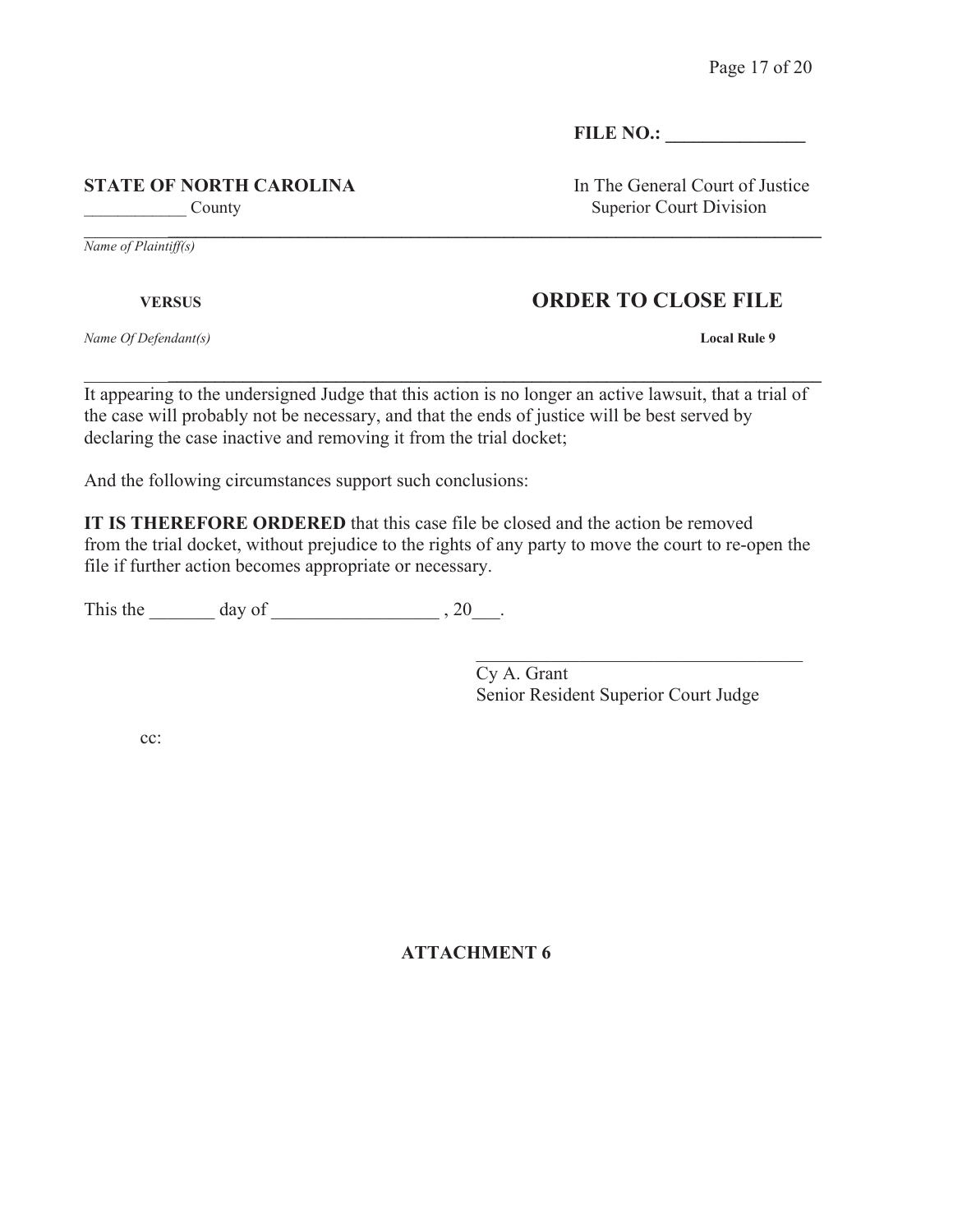**FILE NO.: _______________**

**STATE OF NORTH CAROLINA**
____________ County

In The General Court of Justice
Superior Court Division

______________________________________________________________________________

*Name of Plaintiff(s)*

**VERSUS**

# ORDER TO CLOSE FILE

*Name Of Defendant(s)*

**Local Rule 9**

______________________________________________________________________________

It appearing to the undersigned Judge that this action is no longer an active lawsuit, that a trial of the case will probably not be necessary, and that the ends of justice will be best served by declaring the case inactive and removing it from the trial docket;

And the following circumstances support such conclusions:

**IT IS THEREFORE ORDERED** that this case file be closed and the action be removed from the trial docket, without prejudice to the rights of any party to move the court to re-open the file if further action becomes appropriate or necessary.

This the _______ day of __________________ , 20___.

____________________________________
Cy A. Grant
Senior Resident Superior Court Judge

cc:

**ATTACHMENT 6**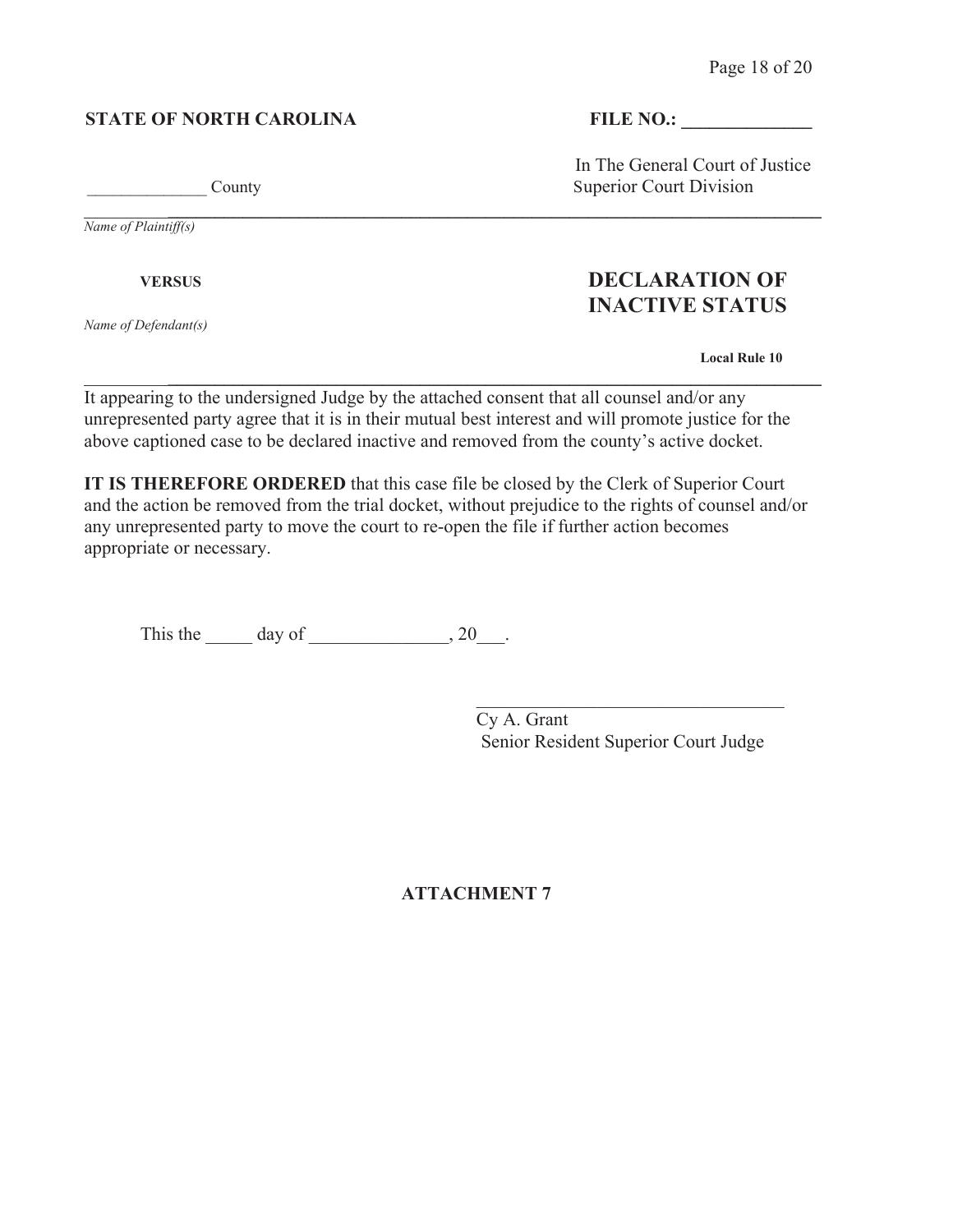**STATE OF NORTH CAROLINA** **FILE NO.: ______________**

In The General Court of Justice
______________ County Superior Court Division

_Name of Plaintiff(s)_

**VERSUS**

_Name of Defendant(s)_

## DECLARATION OF INACTIVE STATUS

**Local Rule 10**

It appearing to the undersigned Judge by the attached consent that all counsel and/or any unrepresented party agree that it is in their mutual best interest and will promote justice for the above captioned case to be declared inactive and removed from the county's active docket.

**IT IS THEREFORE ORDERED** that this case file be closed by the Clerk of Superior Court and the action be removed from the trial docket, without prejudice to the rights of counsel and/or any unrepresented party to move the court to re-open the file if further action becomes appropriate or necessary.

This the _____ day of _______________, 20___.

__________________________________
Cy A. Grant
Senior Resident Superior Court Judge

**ATTACHMENT 7**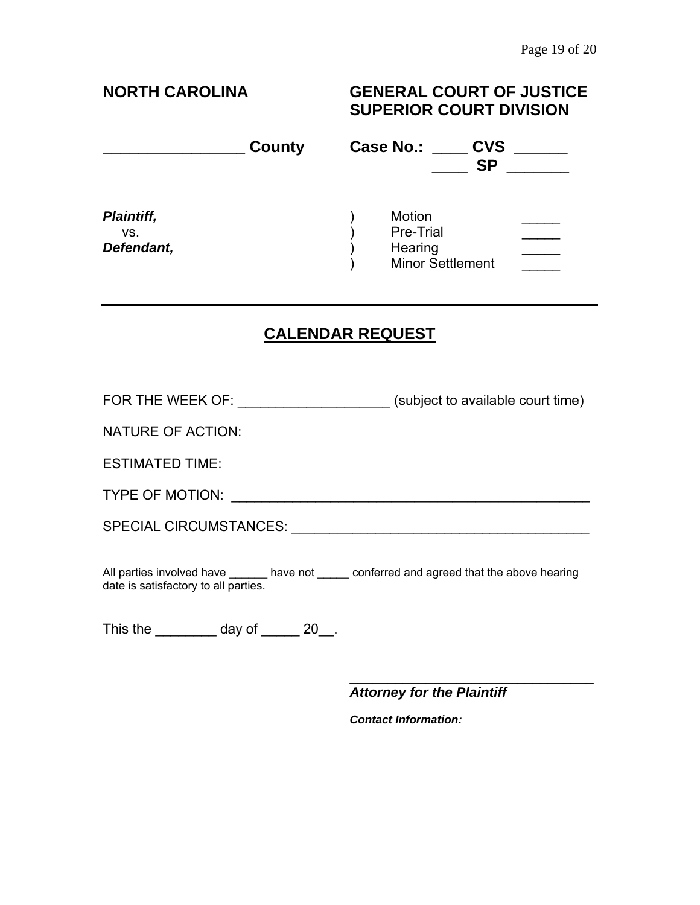**NORTH CAROLINA**

**GENERAL COURT OF JUSTICE**
**SUPERIOR COURT DIVISION**

_________________ **County**

**Case No.: ____ CVS ______**
**____ SP _______**

| | | | |
|---|---|---|---|
| ***Plaintiff,*** | ) | Motion | _____ |
| vs. | ) | Pre-Trial | _____ |
| ***Defendant,*** | ) | Hearing | _____ |
| | ) | Minor Settlement | _____ |

---

## CALENDAR REQUEST

FOR THE WEEK OF: ___________________ (subject to available court time)

NATURE OF ACTION:

ESTIMATED TIME:

TYPE OF MOTION: _______________________________________________

SPECIAL CIRCUMSTANCES: _______________________________________

All parties involved have ______ have not _____ conferred and agreed that the above hearing date is satisfactory to all parties.

This the ________ day of _____ 20__.

________________________________
***Attorney for the Plaintiff***

***Contact Information:***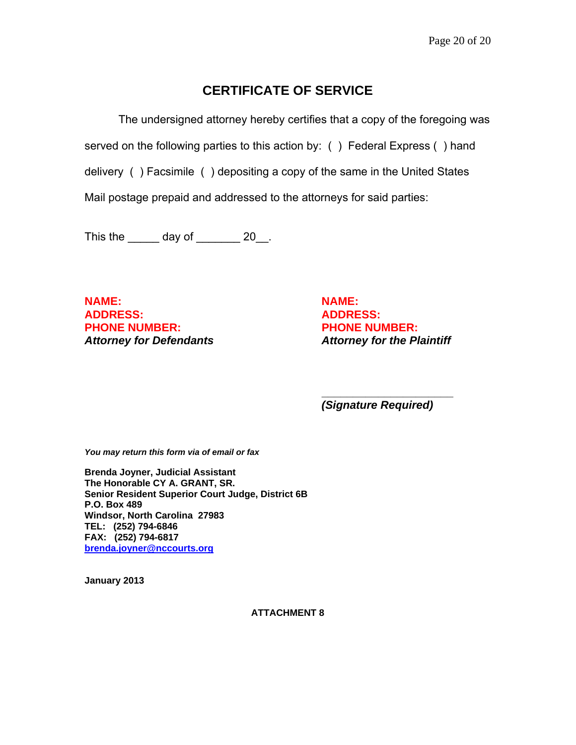## CERTIFICATE OF SERVICE

The undersigned attorney hereby certifies that a copy of the foregoing was served on the following parties to this action by: ( ) Federal Express ( ) hand delivery ( ) Facsimile ( ) depositing a copy of the same in the United States Mail postage prepaid and addressed to the attorneys for said parties:

This the _____ day of _______ 20__.

**NAME:**
**ADDRESS:**
**PHONE NUMBER:**
***Attorney for Defendants***

**NAME:**
**ADDRESS:**
**PHONE NUMBER:**
***Attorney for the Plaintiff***

______________________
***(Signature Required)***

***You may return this form via of email or fax***

**Brenda Joyner, Judicial Assistant**
**The Honorable CY A. GRANT, SR.**
**Senior Resident Superior Court Judge, District 6B**
**P.O. Box 489**
**Windsor, North Carolina 27983**
**TEL: (252) 794-6846**
**FAX: (252) 794-6817**
**brenda.joyner@nccourts.org**

**January 2013**

**ATTACHMENT 8**